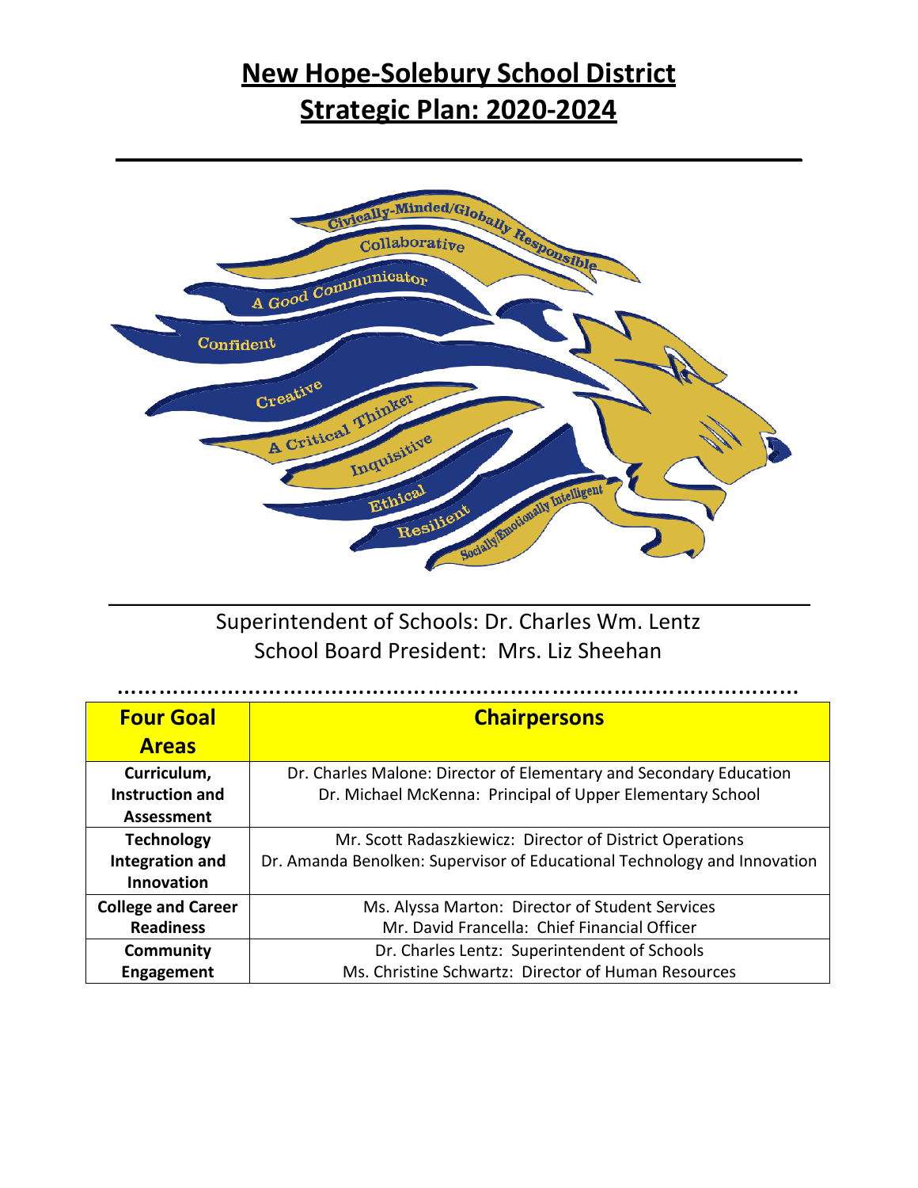# New Hope-Solebury School District
# Strategic Plan: 2020-2024

Superintendent of Schools: Dr. Charles Wm. Lentz
School Board President: Mrs. Liz Sheehan

| Four Goal Areas | Chairpersons |
|---|---|
| **Curriculum, Instruction and Assessment** | Dr. Charles Malone: Director of Elementary and Secondary Education<br>Dr. Michael McKenna: Principal of Upper Elementary School |
| **Technology Integration and Innovation** | Mr. Scott Radaszkiewicz: Director of District Operations<br>Dr. Amanda Benolken: Supervisor of Educational Technology and Innovation |
| **College and Career Readiness** | Ms. Alyssa Marton: Director of Student Services<br>Mr. David Francella: Chief Financial Officer |
| **Community Engagement** | Dr. Charles Lentz: Superintendent of Schools<br>Ms. Christine Schwartz: Director of Human Resources |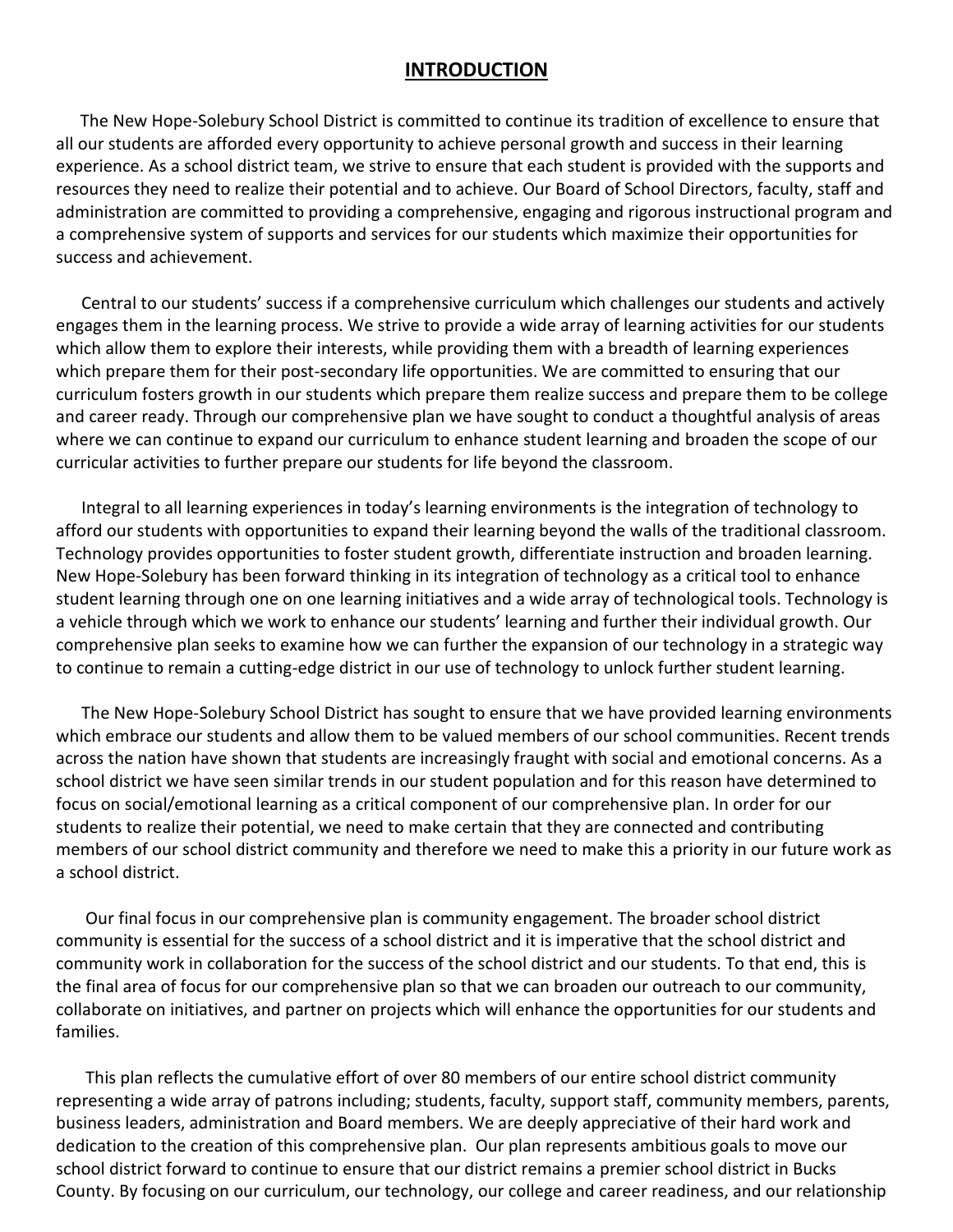# INTRODUCTION

The New Hope-Solebury School District is committed to continue its tradition of excellence to ensure that all our students are afforded every opportunity to achieve personal growth and success in their learning experience. As a school district team, we strive to ensure that each student is provided with the supports and resources they need to realize their potential and to achieve. Our Board of School Directors, faculty, staff and administration are committed to providing a comprehensive, engaging and rigorous instructional program and a comprehensive system of supports and services for our students which maximize their opportunities for success and achievement.

Central to our students' success if a comprehensive curriculum which challenges our students and actively engages them in the learning process. We strive to provide a wide array of learning activities for our students which allow them to explore their interests, while providing them with a breadth of learning experiences which prepare them for their post-secondary life opportunities. We are committed to ensuring that our curriculum fosters growth in our students which prepare them realize success and prepare them to be college and career ready. Through our comprehensive plan we have sought to conduct a thoughtful analysis of areas where we can continue to expand our curriculum to enhance student learning and broaden the scope of our curricular activities to further prepare our students for life beyond the classroom.

Integral to all learning experiences in today's learning environments is the integration of technology to afford our students with opportunities to expand their learning beyond the walls of the traditional classroom. Technology provides opportunities to foster student growth, differentiate instruction and broaden learning. New Hope-Solebury has been forward thinking in its integration of technology as a critical tool to enhance student learning through one on one learning initiatives and a wide array of technological tools. Technology is a vehicle through which we work to enhance our students' learning and further their individual growth. Our comprehensive plan seeks to examine how we can further the expansion of our technology in a strategic way to continue to remain a cutting-edge district in our use of technology to unlock further student learning.

The New Hope-Solebury School District has sought to ensure that we have provided learning environments which embrace our students and allow them to be valued members of our school communities. Recent trends across the nation have shown that students are increasingly fraught with social and emotional concerns. As a school district we have seen similar trends in our student population and for this reason have determined to focus on social/emotional learning as a critical component of our comprehensive plan. In order for our students to realize their potential, we need to make certain that they are connected and contributing members of our school district community and therefore we need to make this a priority in our future work as a school district.

Our final focus in our comprehensive plan is community engagement. The broader school district community is essential for the success of a school district and it is imperative that the school district and community work in collaboration for the success of the school district and our students. To that end, this is the final area of focus for our comprehensive plan so that we can broaden our outreach to our community, collaborate on initiatives, and partner on projects which will enhance the opportunities for our students and families.

This plan reflects the cumulative effort of over 80 members of our entire school district community representing a wide array of patrons including; students, faculty, support staff, community members, parents, business leaders, administration and Board members. We are deeply appreciative of their hard work and dedication to the creation of this comprehensive plan. Our plan represents ambitious goals to move our school district forward to continue to ensure that our district remains a premier school district in Bucks County. By focusing on our curriculum, our technology, our college and career readiness, and our relationship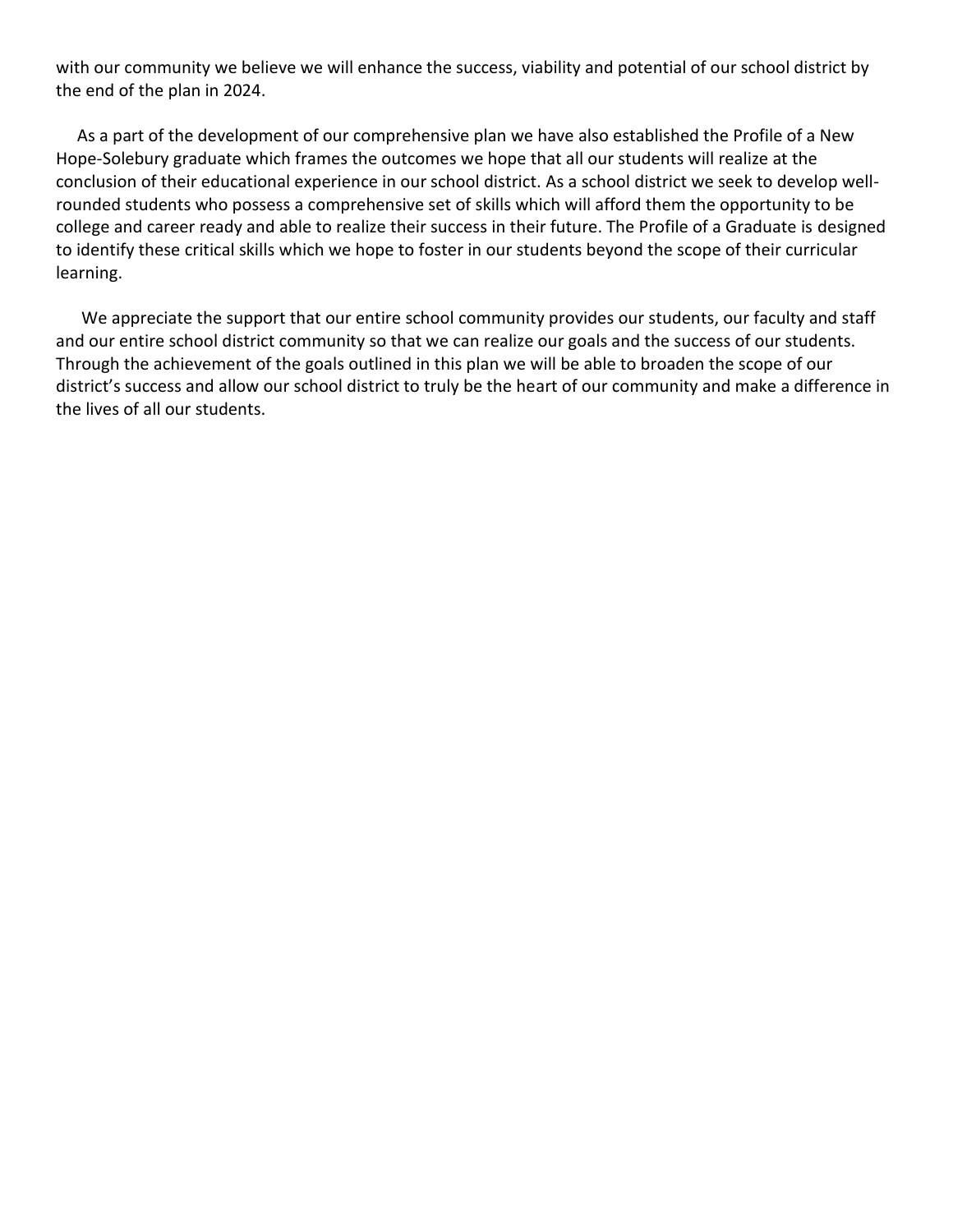with our community we believe we will enhance the success, viability and potential of our school district by the end of the plan in 2024.

As a part of the development of our comprehensive plan we have also established the Profile of a New Hope-Solebury graduate which frames the outcomes we hope that all our students will realize at the conclusion of their educational experience in our school district. As a school district we seek to develop well-rounded students who possess a comprehensive set of skills which will afford them the opportunity to be college and career ready and able to realize their success in their future. The Profile of a Graduate is designed to identify these critical skills which we hope to foster in our students beyond the scope of their curricular learning.

We appreciate the support that our entire school community provides our students, our faculty and staff and our entire school district community so that we can realize our goals and the success of our students. Through the achievement of the goals outlined in this plan we will be able to broaden the scope of our district's success and allow our school district to truly be the heart of our community and make a difference in the lives of all our students.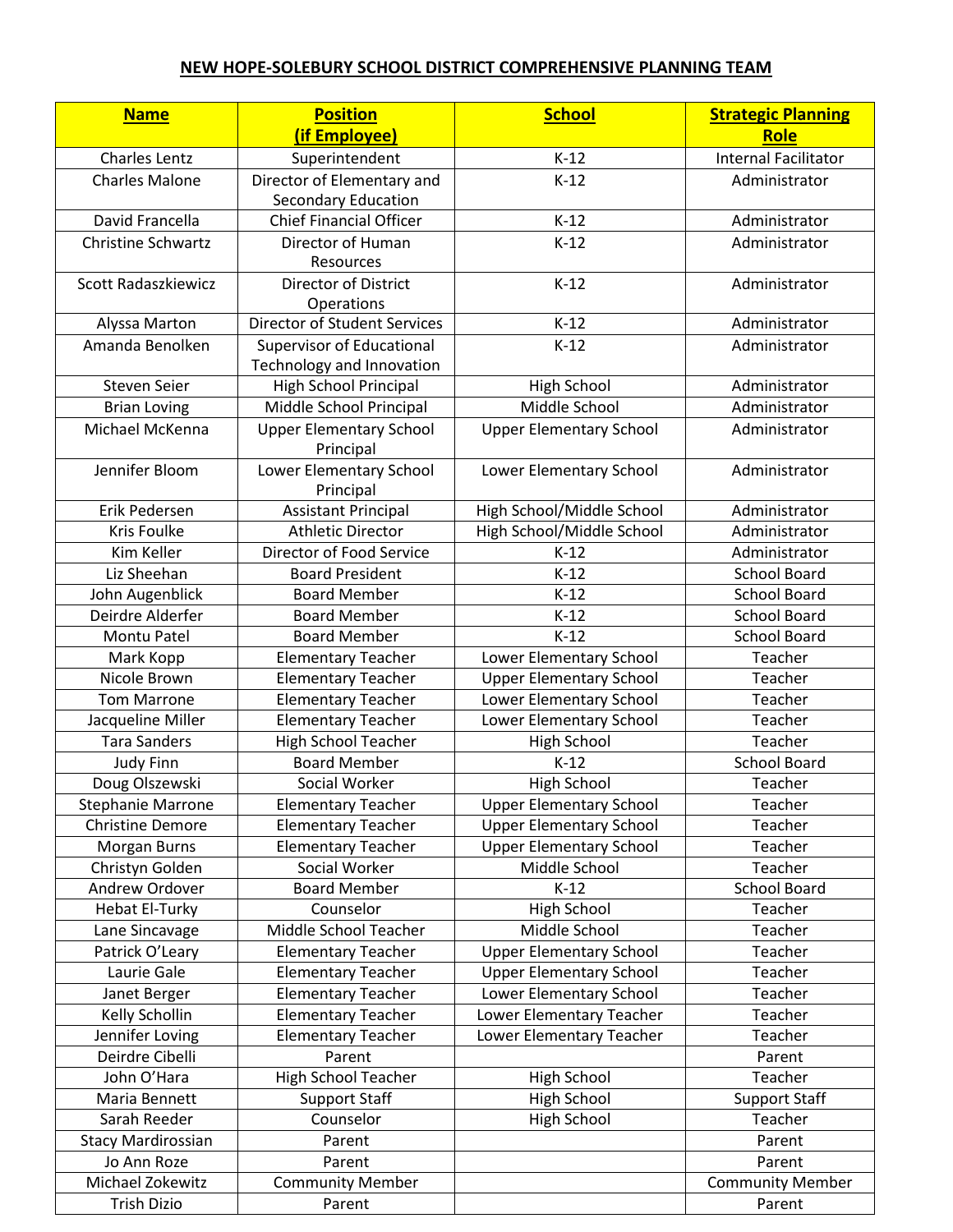## NEW HOPE-SOLEBURY SCHOOL DISTRICT COMPREHENSIVE PLANNING TEAM

| Name | Position (if Employee) | School | Strategic Planning Role |
|---|---|---|---|
| Charles Lentz | Superintendent | K-12 | Internal Facilitator |
| Charles Malone | Director of Elementary and Secondary Education | K-12 | Administrator |
| David Francella | Chief Financial Officer | K-12 | Administrator |
| Christine Schwartz | Director of Human Resources | K-12 | Administrator |
| Scott Radaszkiewicz | Director of District Operations | K-12 | Administrator |
| Alyssa Marton | Director of Student Services | K-12 | Administrator |
| Amanda Benolken | Supervisor of Educational Technology and Innovation | K-12 | Administrator |
| Steven Seier | High School Principal | High School | Administrator |
| Brian Loving | Middle School Principal | Middle School | Administrator |
| Michael McKenna | Upper Elementary School Principal | Upper Elementary School | Administrator |
| Jennifer Bloom | Lower Elementary School Principal | Lower Elementary School | Administrator |
| Erik Pedersen | Assistant Principal | High School/Middle School | Administrator |
| Kris Foulke | Athletic Director | High School/Middle School | Administrator |
| Kim Keller | Director of Food Service | K-12 | Administrator |
| Liz Sheehan | Board President | K-12 | School Board |
| John Augenblick | Board Member | K-12 | School Board |
| Deirdre Alderfer | Board Member | K-12 | School Board |
| Montu Patel | Board Member | K-12 | School Board |
| Mark Kopp | Elementary Teacher | Lower Elementary School | Teacher |
| Nicole Brown | Elementary Teacher | Upper Elementary School | Teacher |
| Tom Marrone | Elementary Teacher | Lower Elementary School | Teacher |
| Jacqueline Miller | Elementary Teacher | Lower Elementary School | Teacher |
| Tara Sanders | High School Teacher | High School | Teacher |
| Judy Finn | Board Member | K-12 | School Board |
| Doug Olszewski | Social Worker | High School | Teacher |
| Stephanie Marrone | Elementary Teacher | Upper Elementary School | Teacher |
| Christine Demore | Elementary Teacher | Upper Elementary School | Teacher |
| Morgan Burns | Elementary Teacher | Upper Elementary School | Teacher |
| Christyn Golden | Social Worker | Middle School | Teacher |
| Andrew Ordover | Board Member | K-12 | School Board |
| Hebat El-Turky | Counselor | High School | Teacher |
| Lane Sincavage | Middle School Teacher | Middle School | Teacher |
| Patrick O'Leary | Elementary Teacher | Upper Elementary School | Teacher |
| Laurie Gale | Elementary Teacher | Upper Elementary School | Teacher |
| Janet Berger | Elementary Teacher | Lower Elementary School | Teacher |
| Kelly Schollin | Elementary Teacher | Lower Elementary Teacher | Teacher |
| Jennifer Loving | Elementary Teacher | Lower Elementary Teacher | Teacher |
| Deirdre Cibelli | Parent | | Parent |
| John O'Hara | High School Teacher | High School | Teacher |
| Maria Bennett | Support Staff | High School | Support Staff |
| Sarah Reeder | Counselor | High School | Teacher |
| Stacy Mardirossian | Parent | | Parent |
| Jo Ann Roze | Parent | | Parent |
| Michael Zokewitz | Community Member | | Community Member |
| Trish Dizio | Parent | | Parent |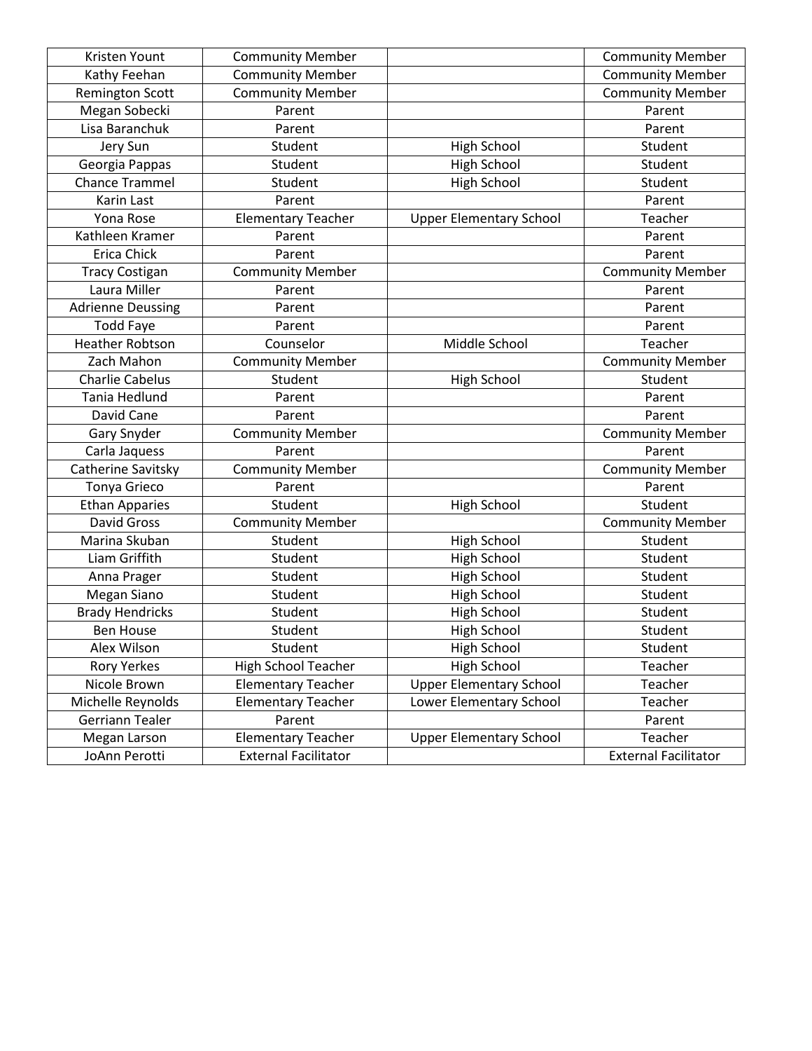| | | | |
|---|---|---|---|
| Kristen Yount | Community Member | | Community Member |
| Kathy Feehan | Community Member | | Community Member |
| Remington Scott | Community Member | | Community Member |
| Megan Sobecki | Parent | | Parent |
| Lisa Baranchuk | Parent | | Parent |
| Jery Sun | Student | High School | Student |
| Georgia Pappas | Student | High School | Student |
| Chance Trammel | Student | High School | Student |
| Karin Last | Parent | | Parent |
| Yona Rose | Elementary Teacher | Upper Elementary School | Teacher |
| Kathleen Kramer | Parent | | Parent |
| Erica Chick | Parent | | Parent |
| Tracy Costigan | Community Member | | Community Member |
| Laura Miller | Parent | | Parent |
| Adrienne Deussing | Parent | | Parent |
| Todd Faye | Parent | | Parent |
| Heather Robtson | Counselor | Middle School | Teacher |
| Zach Mahon | Community Member | | Community Member |
| Charlie Cabelus | Student | High School | Student |
| Tania Hedlund | Parent | | Parent |
| David Cane | Parent | | Parent |
| Gary Snyder | Community Member | | Community Member |
| Carla Jaquess | Parent | | Parent |
| Catherine Savitsky | Community Member | | Community Member |
| Tonya Grieco | Parent | | Parent |
| Ethan Apparies | Student | High School | Student |
| David Gross | Community Member | | Community Member |
| Marina Skuban | Student | High School | Student |
| Liam Griffith | Student | High School | Student |
| Anna Prager | Student | High School | Student |
| Megan Siano | Student | High School | Student |
| Brady Hendricks | Student | High School | Student |
| Ben House | Student | High School | Student |
| Alex Wilson | Student | High School | Student |
| Rory Yerkes | High School Teacher | High School | Teacher |
| Nicole Brown | Elementary Teacher | Upper Elementary School | Teacher |
| Michelle Reynolds | Elementary Teacher | Lower Elementary School | Teacher |
| Gerriann Tealer | Parent | | Parent |
| Megan Larson | Elementary Teacher | Upper Elementary School | Teacher |
| JoAnn Perotti | External Facilitator | | External Facilitator |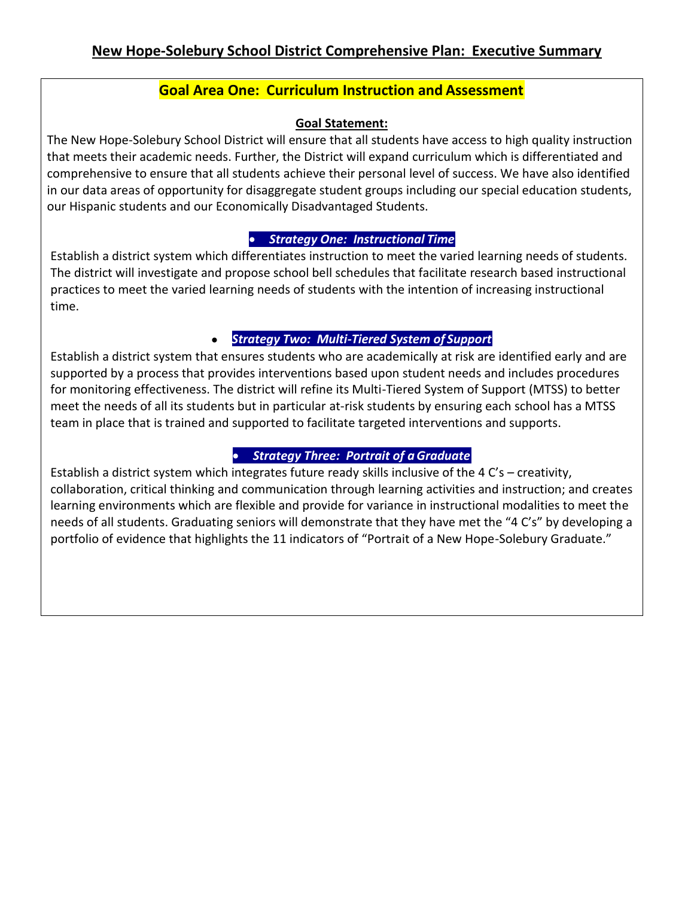# New Hope-Solebury School District Comprehensive Plan: Executive Summary

## Goal Area One: Curriculum Instruction and Assessment

**Goal Statement:**

The New Hope-Solebury School District will ensure that all students have access to high quality instruction that meets their academic needs. Further, the District will expand curriculum which is differentiated and comprehensive to ensure that all students achieve their personal level of success. We have also identified in our data areas of opportunity for disaggregate student groups including our special education students, our Hispanic students and our Economically Disadvantaged Students.

- ***Strategy One: Instructional Time***

Establish a district system which differentiates instruction to meet the varied learning needs of students. The district will investigate and propose school bell schedules that facilitate research based instructional practices to meet the varied learning needs of students with the intention of increasing instructional time.

- ***Strategy Two: Multi-Tiered System of Support***

Establish a district system that ensures students who are academically at risk are identified early and are supported by a process that provides interventions based upon student needs and includes procedures for monitoring effectiveness. The district will refine its Multi-Tiered System of Support (MTSS) to better meet the needs of all its students but in particular at-risk students by ensuring each school has a MTSS team in place that is trained and supported to facilitate targeted interventions and supports.

- ***Strategy Three: Portrait of a Graduate***

Establish a district system which integrates future ready skills inclusive of the 4 C's – creativity, collaboration, critical thinking and communication through learning activities and instruction; and creates learning environments which are flexible and provide for variance in instructional modalities to meet the needs of all students. Graduating seniors will demonstrate that they have met the "4 C's" by developing a portfolio of evidence that highlights the 11 indicators of "Portrait of a New Hope-Solebury Graduate."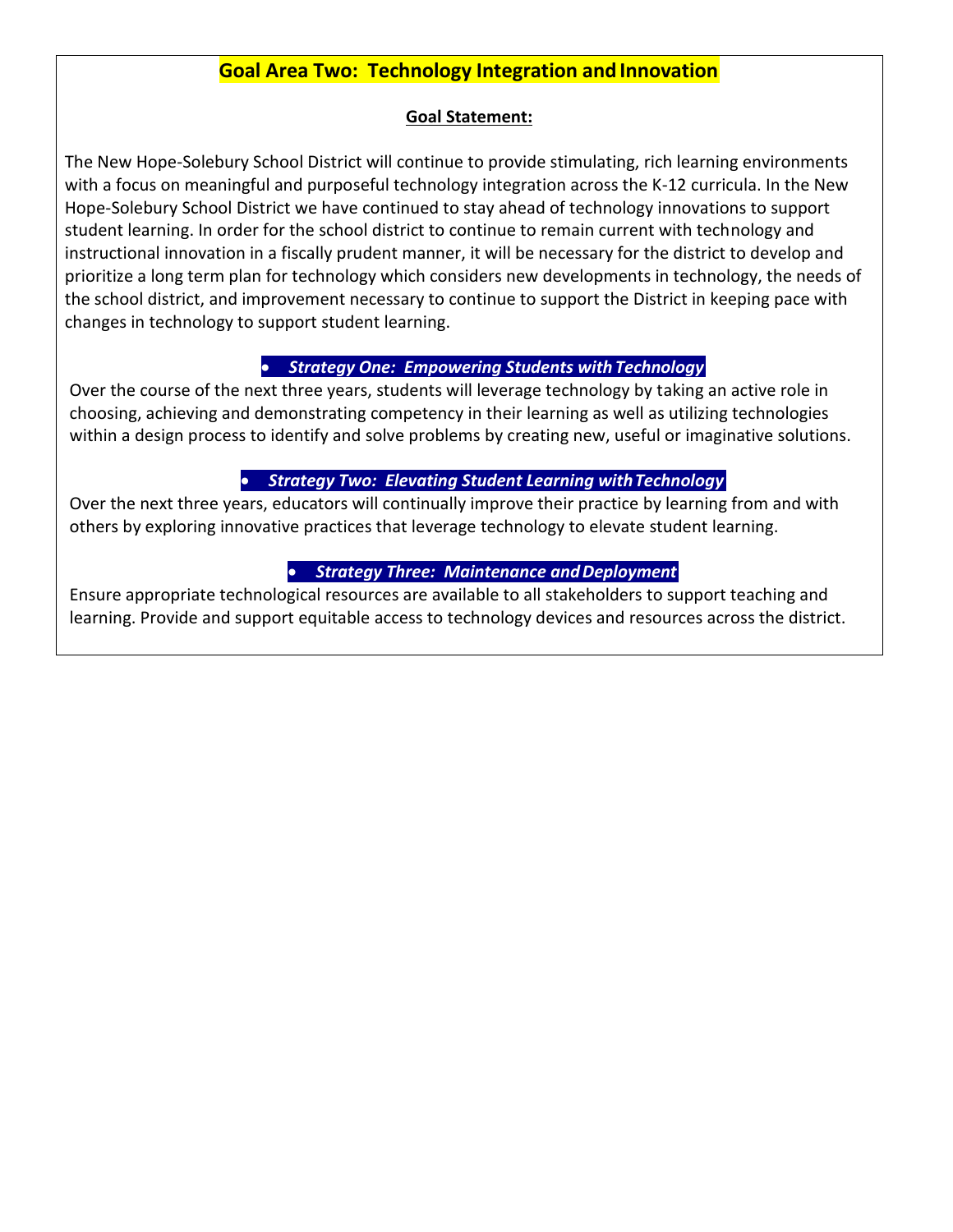## Goal Area Two: Technology Integration and Innovation

**Goal Statement:**

The New Hope-Solebury School District will continue to provide stimulating, rich learning environments with a focus on meaningful and purposeful technology integration across the K-12 curricula. In the New Hope-Solebury School District we have continued to stay ahead of technology innovations to support student learning. In order for the school district to continue to remain current with technology and instructional innovation in a fiscally prudent manner, it will be necessary for the district to develop and prioritize a long term plan for technology which considers new developments in technology, the needs of the school district, and improvement necessary to continue to support the District in keeping pace with changes in technology to support student learning.

- ***Strategy One: Empowering Students with Technology***

Over the course of the next three years, students will leverage technology by taking an active role in choosing, achieving and demonstrating competency in their learning as well as utilizing technologies within a design process to identify and solve problems by creating new, useful or imaginative solutions.

- ***Strategy Two: Elevating Student Learning with Technology***

Over the next three years, educators will continually improve their practice by learning from and with others by exploring innovative practices that leverage technology to elevate student learning.

- ***Strategy Three: Maintenance and Deployment***

Ensure appropriate technological resources are available to all stakeholders to support teaching and learning. Provide and support equitable access to technology devices and resources across the district.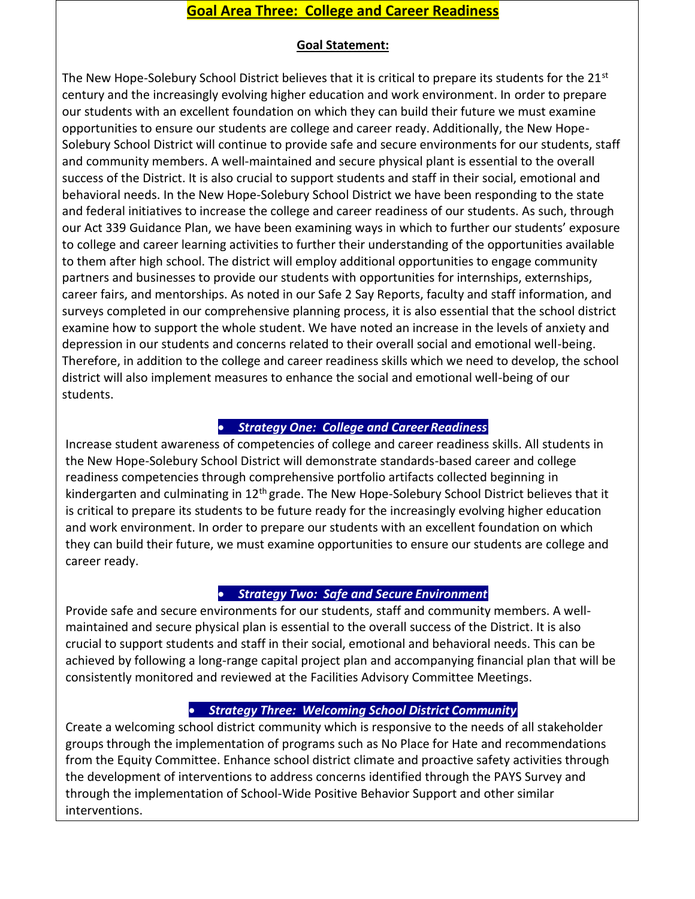## Goal Area Three: College and Career Readiness

**Goal Statement:**

The New Hope-Solebury School District believes that it is critical to prepare its students for the 21st century and the increasingly evolving higher education and work environment. In order to prepare our students with an excellent foundation on which they can build their future we must examine opportunities to ensure our students are college and career ready. Additionally, the New Hope-Solebury School District will continue to provide safe and secure environments for our students, staff and community members. A well-maintained and secure physical plant is essential to the overall success of the District. It is also crucial to support students and staff in their social, emotional and behavioral needs. In the New Hope-Solebury School District we have been responding to the state and federal initiatives to increase the college and career readiness of our students. As such, through our Act 339 Guidance Plan, we have been examining ways in which to further our students' exposure to college and career learning activities to further their understanding of the opportunities available to them after high school. The district will employ additional opportunities to engage community partners and businesses to provide our students with opportunities for internships, externships, career fairs, and mentorships. As noted in our Safe 2 Say Reports, faculty and staff information, and surveys completed in our comprehensive planning process, it is also essential that the school district examine how to support the whole student. We have noted an increase in the levels of anxiety and depression in our students and concerns related to their overall social and emotional well-being. Therefore, in addition to the college and career readiness skills which we need to develop, the school district will also implement measures to enhance the social and emotional well-being of our students.

- ***Strategy One: College and Career Readiness***

Increase student awareness of competencies of college and career readiness skills. All students in the New Hope-Solebury School District will demonstrate standards-based career and college readiness competencies through comprehensive portfolio artifacts collected beginning in kindergarten and culminating in 12th grade. The New Hope-Solebury School District believes that it is critical to prepare its students to be future ready for the increasingly evolving higher education and work environment. In order to prepare our students with an excellent foundation on which they can build their future, we must examine opportunities to ensure our students are college and career ready.

- ***Strategy Two: Safe and Secure Environment***

Provide safe and secure environments for our students, staff and community members. A well-maintained and secure physical plan is essential to the overall success of the District. It is also crucial to support students and staff in their social, emotional and behavioral needs. This can be achieved by following a long-range capital project plan and accompanying financial plan that will be consistently monitored and reviewed at the Facilities Advisory Committee Meetings.

- ***Strategy Three: Welcoming School District Community***

Create a welcoming school district community which is responsive to the needs of all stakeholder groups through the implementation of programs such as No Place for Hate and recommendations from the Equity Committee. Enhance school district climate and proactive safety activities through the development of interventions to address concerns identified through the PAYS Survey and through the implementation of School-Wide Positive Behavior Support and other similar interventions.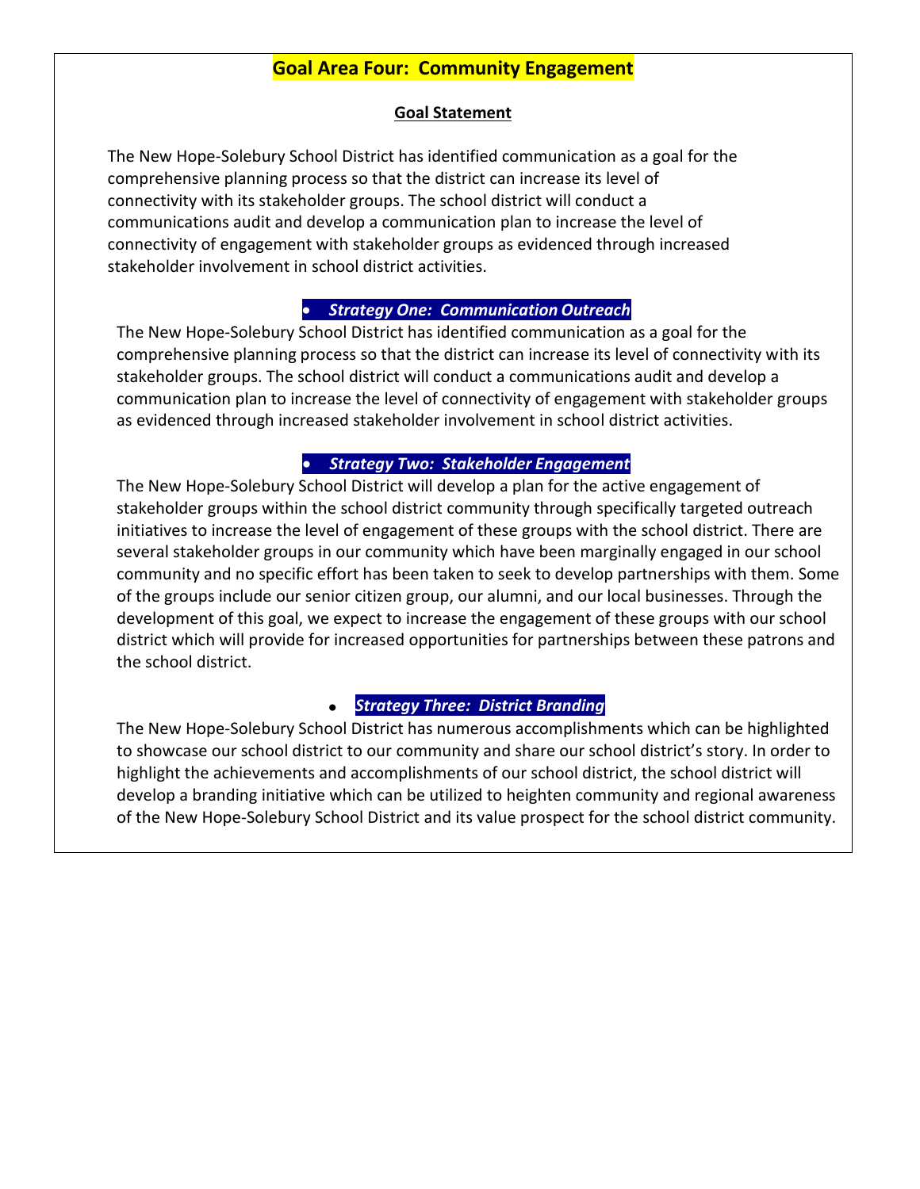# Goal Area Four: Community Engagement

**Goal Statement**

The New Hope-Solebury School District has identified communication as a goal for the comprehensive planning process so that the district can increase its level of connectivity with its stakeholder groups. The school district will conduct a communications audit and develop a communication plan to increase the level of connectivity of engagement with stakeholder groups as evidenced through increased stakeholder involvement in school district activities.

- ***Strategy One: Communication Outreach***

The New Hope-Solebury School District has identified communication as a goal for the comprehensive planning process so that the district can increase its level of connectivity with its stakeholder groups. The school district will conduct a communications audit and develop a communication plan to increase the level of connectivity of engagement with stakeholder groups as evidenced through increased stakeholder involvement in school district activities.

- ***Strategy Two: Stakeholder Engagement***

The New Hope-Solebury School District will develop a plan for the active engagement of stakeholder groups within the school district community through specifically targeted outreach initiatives to increase the level of engagement of these groups with the school district. There are several stakeholder groups in our community which have been marginally engaged in our school community and no specific effort has been taken to seek to develop partnerships with them. Some of the groups include our senior citizen group, our alumni, and our local businesses. Through the development of this goal, we expect to increase the engagement of these groups with our school district which will provide for increased opportunities for partnerships between these patrons and the school district.

- ***Strategy Three: District Branding***

The New Hope-Solebury School District has numerous accomplishments which can be highlighted to showcase our school district to our community and share our school district's story. In order to highlight the achievements and accomplishments of our school district, the school district will develop a branding initiative which can be utilized to heighten community and regional awareness of the New Hope-Solebury School District and its value prospect for the school district community.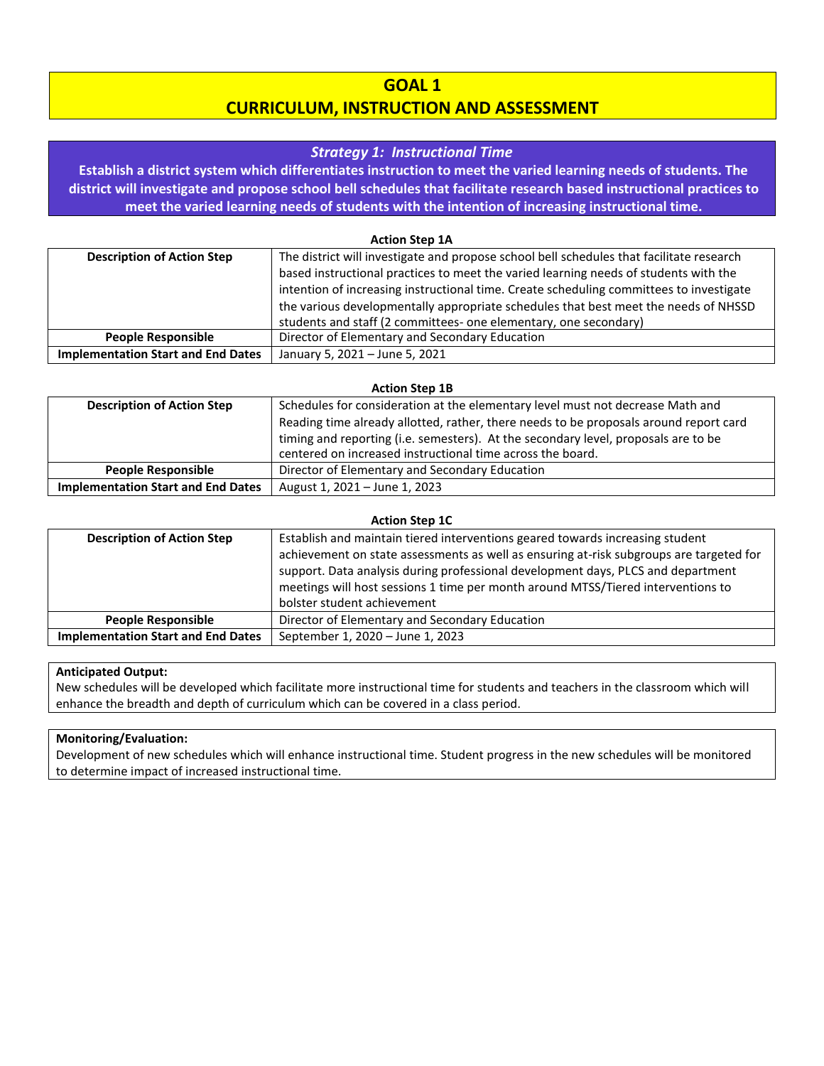# GOAL 1
# CURRICULUM, INSTRUCTION AND ASSESSMENT

## *Strategy 1: Instructional Time*

**Establish a district system which differentiates instruction to meet the varied learning needs of students. The district will investigate and propose school bell schedules that facilitate research based instructional practices to meet the varied learning needs of students with the intention of increasing instructional time.**

**Action Step 1A**

| | |
|---|---|
| **Description of Action Step** | The district will investigate and propose school bell schedules that facilitate research based instructional practices to meet the varied learning needs of students with the intention of increasing instructional time. Create scheduling committees to investigate the various developmentally appropriate schedules that best meet the needs of NHSSD students and staff (2 committees- one elementary, one secondary) |
| **People Responsible** | Director of Elementary and Secondary Education |
| **Implementation Start and End Dates** | January 5, 2021 – June 5, 2021 |

**Action Step 1B**

| | |
|---|---|
| **Description of Action Step** | Schedules for consideration at the elementary level must not decrease Math and Reading time already allotted, rather, there needs to be proposals around report card timing and reporting (i.e. semesters). At the secondary level, proposals are to be centered on increased instructional time across the board. |
| **People Responsible** | Director of Elementary and Secondary Education |
| **Implementation Start and End Dates** | August 1, 2021 – June 1, 2023 |

**Action Step 1C**

| | |
|---|---|
| **Description of Action Step** | Establish and maintain tiered interventions geared towards increasing student achievement on state assessments as well as ensuring at-risk subgroups are targeted for support. Data analysis during professional development days, PLCS and department meetings will host sessions 1 time per month around MTSS/Tiered interventions to bolster student achievement |
| **People Responsible** | Director of Elementary and Secondary Education |
| **Implementation Start and End Dates** | September 1, 2020 – June 1, 2023 |

**Anticipated Output:**
New schedules will be developed which facilitate more instructional time for students and teachers in the classroom which will enhance the breadth and depth of curriculum which can be covered in a class period.

**Monitoring/Evaluation:**
Development of new schedules which will enhance instructional time. Student progress in the new schedules will be monitored to determine impact of increased instructional time.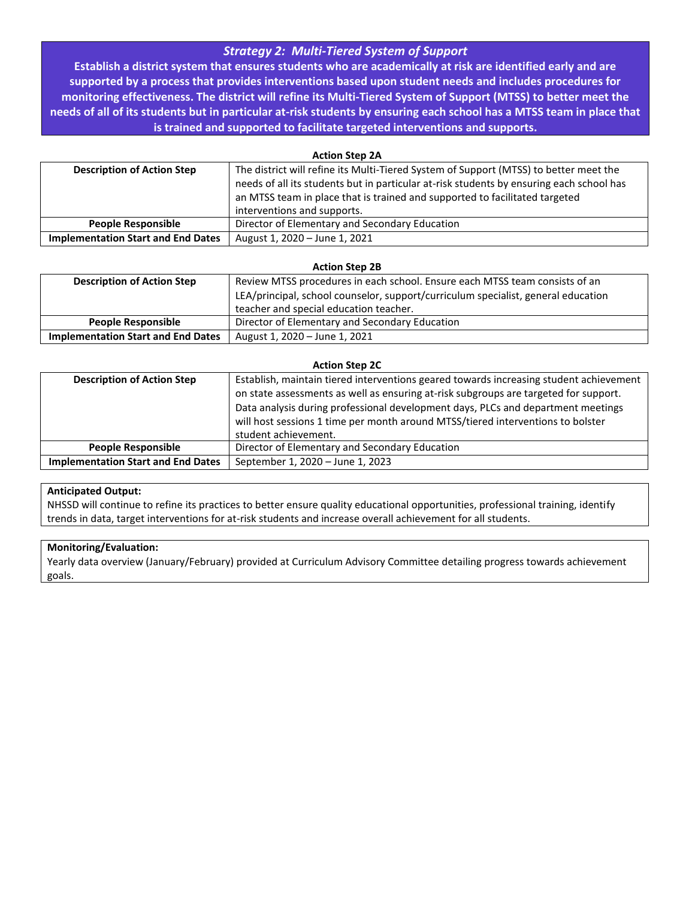## *Strategy 2: Multi-Tiered System of Support*

**Establish a district system that ensures students who are academically at risk are identified early and are supported by a process that provides interventions based upon student needs and includes procedures for monitoring effectiveness. The district will refine its Multi-Tiered System of Support (MTSS) to better meet the needs of all of its students but in particular at-risk students by ensuring each school has a MTSS team in place that is trained and supported to facilitate targeted interventions and supports.**

**Action Step 2A**

| **Description of Action Step** | The district will refine its Multi-Tiered System of Support (MTSS) to better meet the needs of all its students but in particular at-risk students by ensuring each school has an MTSS team in place that is trained and supported to facilitated targeted interventions and supports. |
|---|---|
| **People Responsible** | Director of Elementary and Secondary Education |
| **Implementation Start and End Dates** | August 1, 2020 – June 1, 2021 |

**Action Step 2B**

| **Description of Action Step** | Review MTSS procedures in each school. Ensure each MTSS team consists of an LEA/principal, school counselor, support/curriculum specialist, general education teacher and special education teacher. |
|---|---|
| **People Responsible** | Director of Elementary and Secondary Education |
| **Implementation Start and End Dates** | August 1, 2020 – June 1, 2021 |

**Action Step 2C**

| **Description of Action Step** | Establish, maintain tiered interventions geared towards increasing student achievement on state assessments as well as ensuring at-risk subgroups are targeted for support. Data analysis during professional development days, PLCs and department meetings will host sessions 1 time per month around MTSS/tiered interventions to bolster student achievement. |
|---|---|
| **People Responsible** | Director of Elementary and Secondary Education |
| **Implementation Start and End Dates** | September 1, 2020 – June 1, 2023 |

**Anticipated Output:**
NHSSD will continue to refine its practices to better ensure quality educational opportunities, professional training, identify trends in data, target interventions for at-risk students and increase overall achievement for all students.

**Monitoring/Evaluation:**
Yearly data overview (January/February) provided at Curriculum Advisory Committee detailing progress towards achievement goals.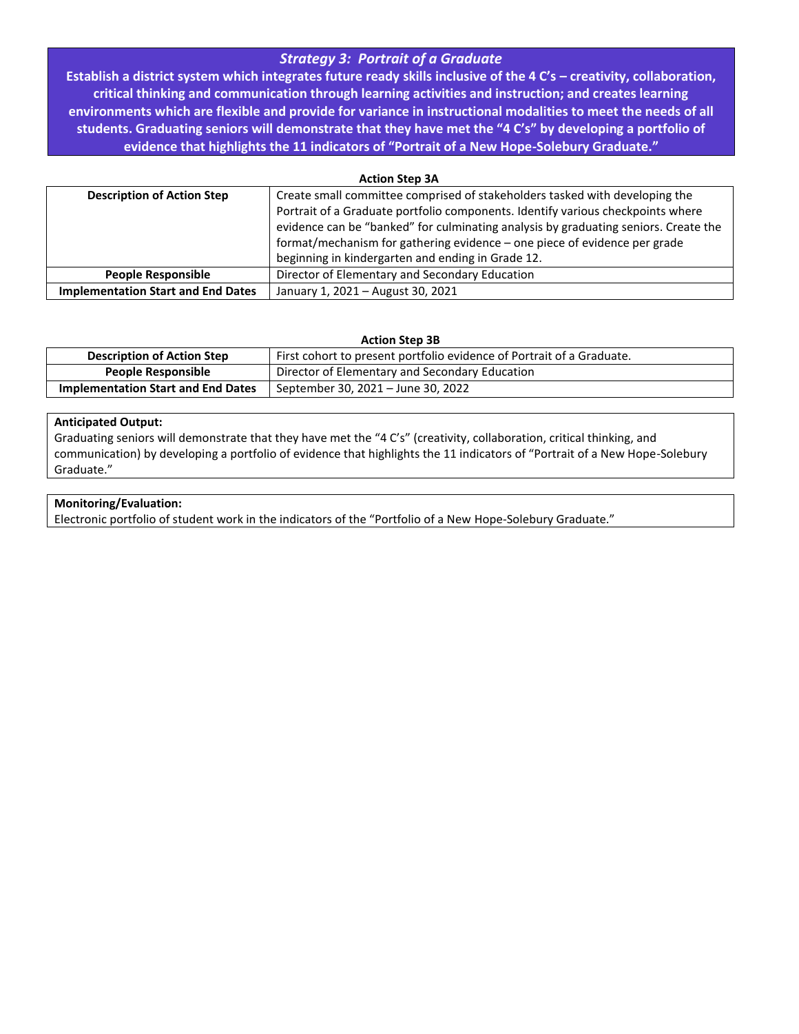## *Strategy 3: Portrait of a Graduate*

**Establish a district system which integrates future ready skills inclusive of the 4 C's – creativity, collaboration, critical thinking and communication through learning activities and instruction; and creates learning environments which are flexible and provide for variance in instructional modalities to meet the needs of all students. Graduating seniors will demonstrate that they have met the "4 C's" by developing a portfolio of evidence that highlights the 11 indicators of "Portrait of a New Hope-Solebury Graduate."**

**Action Step 3A**

| | |
|---|---|
| **Description of Action Step** | Create small committee comprised of stakeholders tasked with developing the Portrait of a Graduate portfolio components. Identify various checkpoints where evidence can be "banked" for culminating analysis by graduating seniors. Create the format/mechanism for gathering evidence – one piece of evidence per grade beginning in kindergarten and ending in Grade 12. |
| **People Responsible** | Director of Elementary and Secondary Education |
| **Implementation Start and End Dates** | January 1, 2021 – August 30, 2021 |

**Action Step 3B**

| | |
|---|---|
| **Description of Action Step** | First cohort to present portfolio evidence of Portrait of a Graduate. |
| **People Responsible** | Director of Elementary and Secondary Education |
| **Implementation Start and End Dates** | September 30, 2021 – June 30, 2022 |

**Anticipated Output:**
Graduating seniors will demonstrate that they have met the "4 C's" (creativity, collaboration, critical thinking, and communication) by developing a portfolio of evidence that highlights the 11 indicators of "Portrait of a New Hope-Solebury Graduate."

**Monitoring/Evaluation:**
Electronic portfolio of student work in the indicators of the "Portfolio of a New Hope-Solebury Graduate."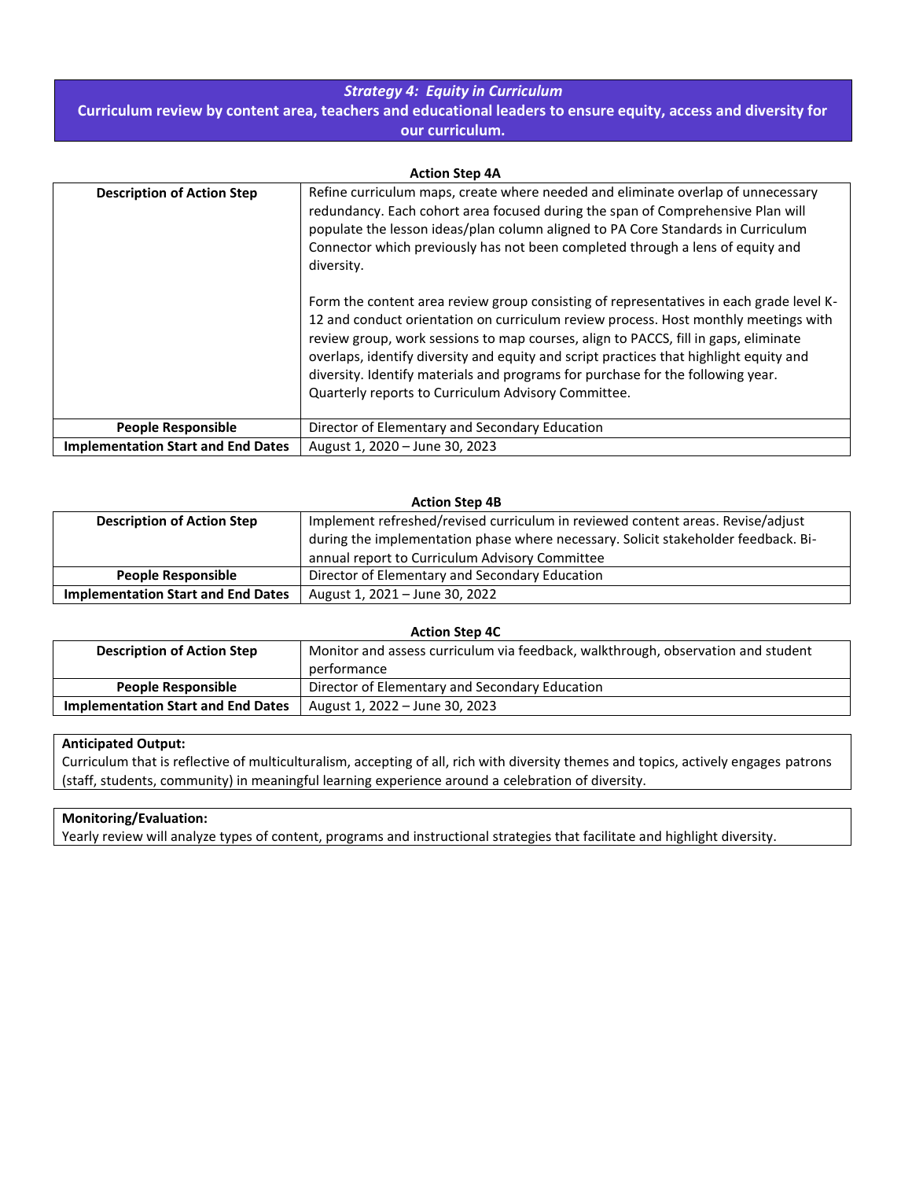## *Strategy 4: Equity in Curriculum*

**Curriculum review by content area, teachers and educational leaders to ensure equity, access and diversity for our curriculum.**

**Action Step 4A**

| **Description of Action Step** | Refine curriculum maps, create where needed and eliminate overlap of unnecessary redundancy. Each cohort area focused during the span of Comprehensive Plan will populate the lesson ideas/plan column aligned to PA Core Standards in Curriculum Connector which previously has not been completed through a lens of equity and diversity.<br><br>Form the content area review group consisting of representatives in each grade level K-12 and conduct orientation on curriculum review process. Host monthly meetings with review group, work sessions to map courses, align to PACCS, fill in gaps, eliminate overlaps, identify diversity and equity and script practices that highlight equity and diversity. Identify materials and programs for purchase for the following year. Quarterly reports to Curriculum Advisory Committee. |
|---|---|
| **People Responsible** | Director of Elementary and Secondary Education |
| **Implementation Start and End Dates** | August 1, 2020 – June 30, 2023 |

**Action Step 4B**

| **Description of Action Step** | Implement refreshed/revised curriculum in reviewed content areas. Revise/adjust during the implementation phase where necessary. Solicit stakeholder feedback. Bi-annual report to Curriculum Advisory Committee |
|---|---|
| **People Responsible** | Director of Elementary and Secondary Education |
| **Implementation Start and End Dates** | August 1, 2021 – June 30, 2022 |

**Action Step 4C**

| **Description of Action Step** | Monitor and assess curriculum via feedback, walkthrough, observation and student performance |
|---|---|
| **People Responsible** | Director of Elementary and Secondary Education |
| **Implementation Start and End Dates** | August 1, 2022 – June 30, 2023 |

**Anticipated Output:**
Curriculum that is reflective of multiculturalism, accepting of all, rich with diversity themes and topics, actively engages patrons (staff, students, community) in meaningful learning experience around a celebration of diversity.

**Monitoring/Evaluation:**
Yearly review will analyze types of content, programs and instructional strategies that facilitate and highlight diversity.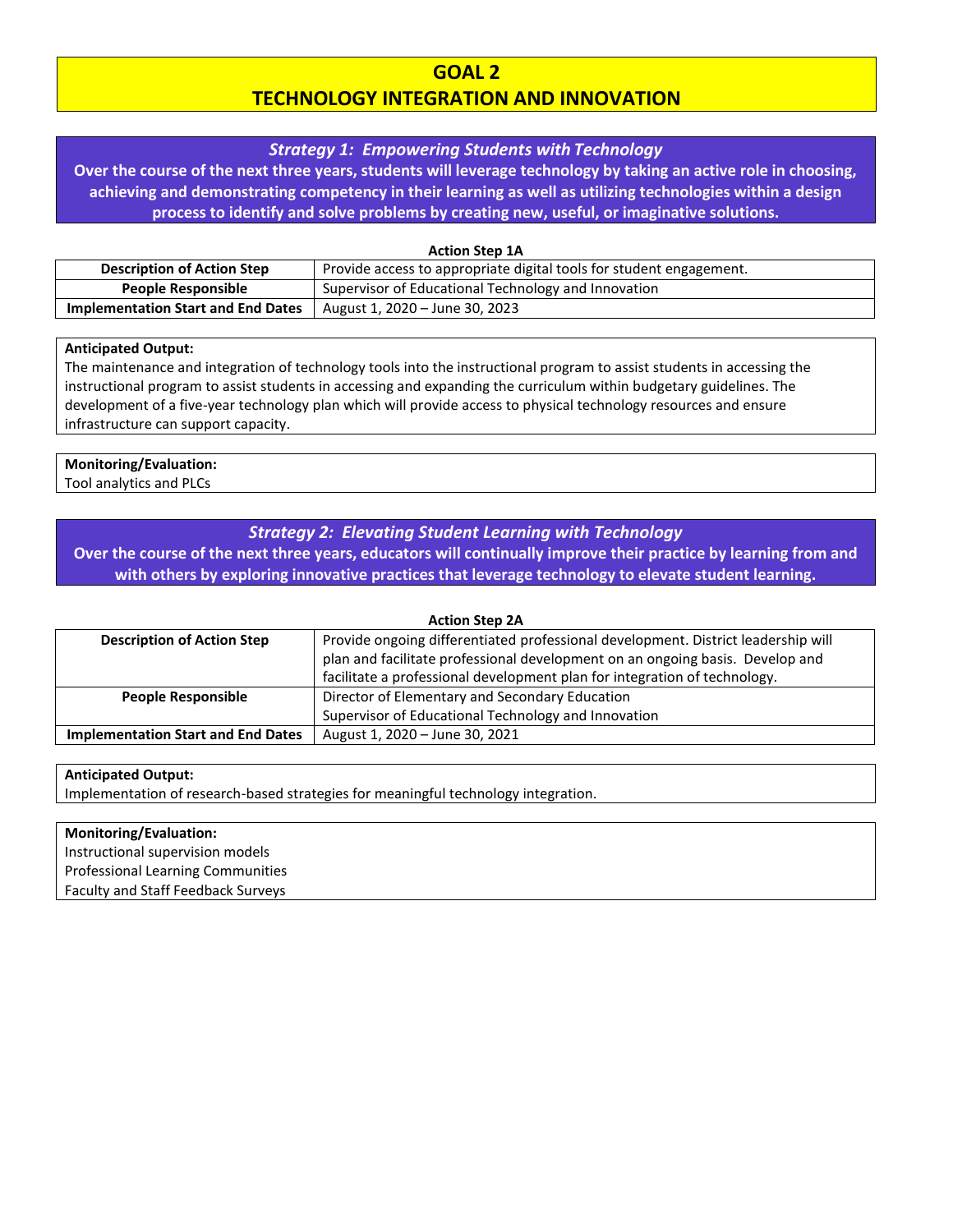# GOAL 2
# TECHNOLOGY INTEGRATION AND INNOVATION

## *Strategy 1: Empowering Students with Technology*

**Over the course of the next three years, students will leverage technology by taking an active role in choosing, achieving and demonstrating competency in their learning as well as utilizing technologies within a design process to identify and solve problems by creating new, useful, or imaginative solutions.**

**Action Step 1A**

| **Description of Action Step** | Provide access to appropriate digital tools for student engagement. |
|---|---|
| **People Responsible** | Supervisor of Educational Technology and Innovation |
| **Implementation Start and End Dates** | August 1, 2020 – June 30, 2023 |

**Anticipated Output:**
The maintenance and integration of technology tools into the instructional program to assist students in accessing the instructional program to assist students in accessing and expanding the curriculum within budgetary guidelines. The development of a five-year technology plan which will provide access to physical technology resources and ensure infrastructure can support capacity.

**Monitoring/Evaluation:**
Tool analytics and PLCs

## *Strategy 2: Elevating Student Learning with Technology*

**Over the course of the next three years, educators will continually improve their practice by learning from and with others by exploring innovative practices that leverage technology to elevate student learning.**

**Action Step 2A**

| **Description of Action Step** | Provide ongoing differentiated professional development. District leadership will plan and facilitate professional development on an ongoing basis. Develop and facilitate a professional development plan for integration of technology. |
|---|---|
| **People Responsible** | Director of Elementary and Secondary Education<br>Supervisor of Educational Technology and Innovation |
| **Implementation Start and End Dates** | August 1, 2020 – June 30, 2021 |

**Anticipated Output:**
Implementation of research-based strategies for meaningful technology integration.

**Monitoring/Evaluation:**
Instructional supervision models
Professional Learning Communities
Faculty and Staff Feedback Surveys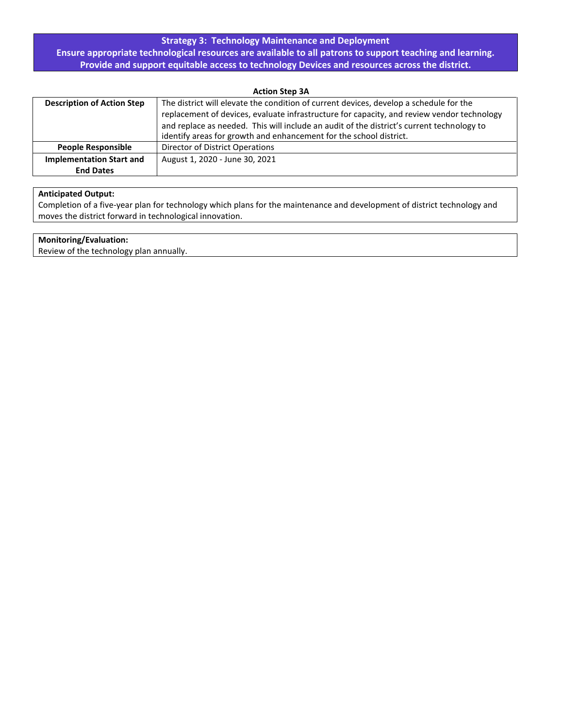## Strategy 3: Technology Maintenance and Deployment

**Ensure appropriate technological resources are available to all patrons to support teaching and learning. Provide and support equitable access to technology Devices and resources across the district.**

**Action Step 3A**

| | |
|---|---|
| **Description of Action Step** | The district will elevate the condition of current devices, develop a schedule for the replacement of devices, evaluate infrastructure for capacity, and review vendor technology and replace as needed. This will include an audit of the district's current technology to identify areas for growth and enhancement for the school district. |
| **People Responsible** | Director of District Operations |
| **Implementation Start and End Dates** | August 1, 2020 - June 30, 2021 |

**Anticipated Output:**
Completion of a five-year plan for technology which plans for the maintenance and development of district technology and moves the district forward in technological innovation.

**Monitoring/Evaluation:**
Review of the technology plan annually.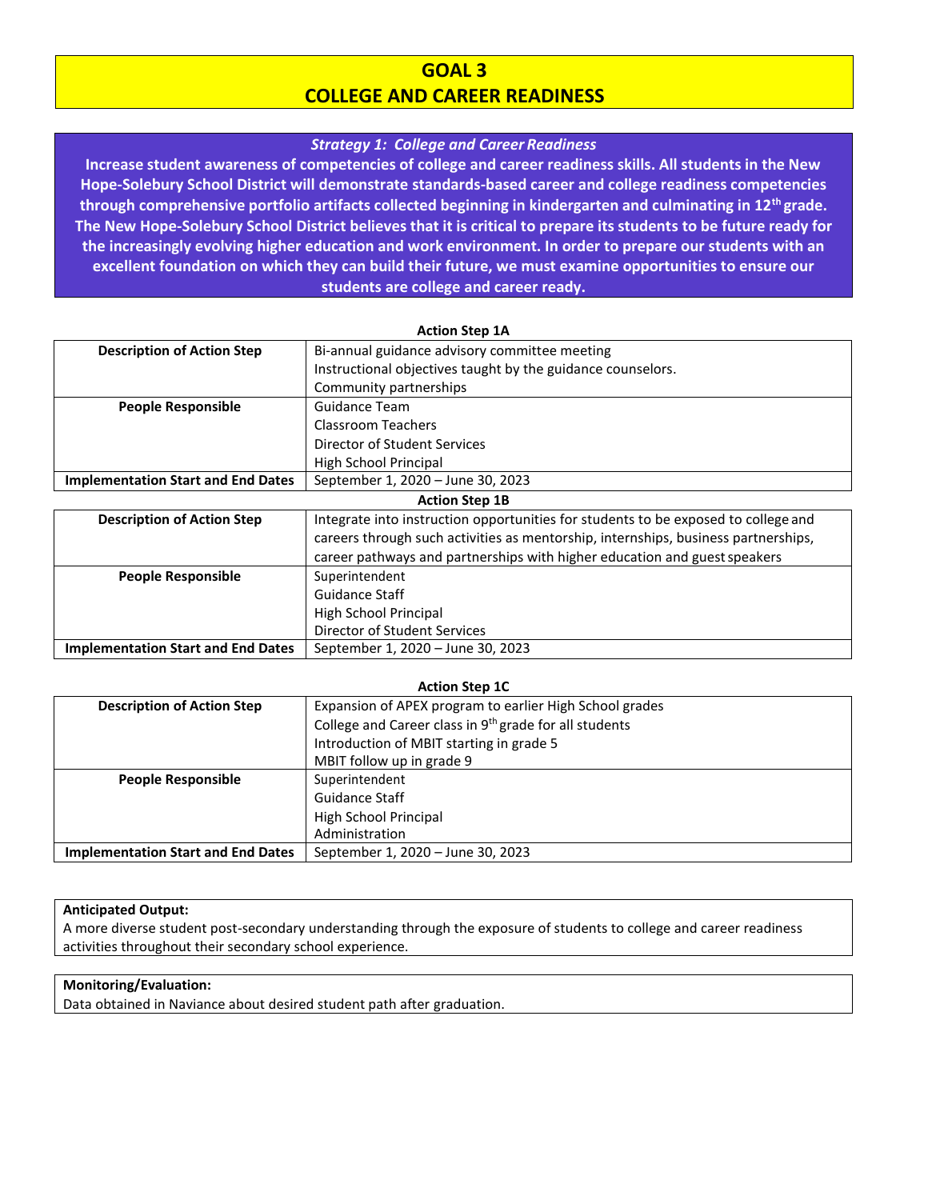# GOAL 3
# COLLEGE AND CAREER READINESS

### *Strategy 1: College and Career Readiness*

**Increase student awareness of competencies of college and career readiness skills. All students in the New Hope-Solebury School District will demonstrate standards-based career and college readiness competencies through comprehensive portfolio artifacts collected beginning in kindergarten and culminating in 12th grade. The New Hope-Solebury School District believes that it is critical to prepare its students to be future ready for the increasingly evolving higher education and work environment. In order to prepare our students with an excellent foundation on which they can build their future, we must examine opportunities to ensure our students are college and career ready.**

**Action Step 1A**

| **Description of Action Step** | Bi-annual guidance advisory committee meeting<br>Instructional objectives taught by the guidance counselors.<br>Community partnerships |
|---|---|
| **People Responsible** | Guidance Team<br>Classroom Teachers<br>Director of Student Services<br>High School Principal |
| **Implementation Start and End Dates** | September 1, 2020 – June 30, 2023 |

**Action Step 1B**

| **Description of Action Step** | Integrate into instruction opportunities for students to be exposed to college and careers through such activities as mentorship, internships, business partnerships, career pathways and partnerships with higher education and guest speakers |
|---|---|
| **People Responsible** | Superintendent<br>Guidance Staff<br>High School Principal<br>Director of Student Services |
| **Implementation Start and End Dates** | September 1, 2020 – June 30, 2023 |

**Action Step 1C**

| **Description of Action Step** | Expansion of APEX program to earlier High School grades<br>College and Career class in 9th grade for all students<br>Introduction of MBIT starting in grade 5<br>MBIT follow up in grade 9 |
|---|---|
| **People Responsible** | Superintendent<br>Guidance Staff<br>High School Principal<br>Administration |
| **Implementation Start and End Dates** | September 1, 2020 – June 30, 2023 |

**Anticipated Output:**
A more diverse student post-secondary understanding through the exposure of students to college and career readiness activities throughout their secondary school experience.

**Monitoring/Evaluation:**
Data obtained in Naviance about desired student path after graduation.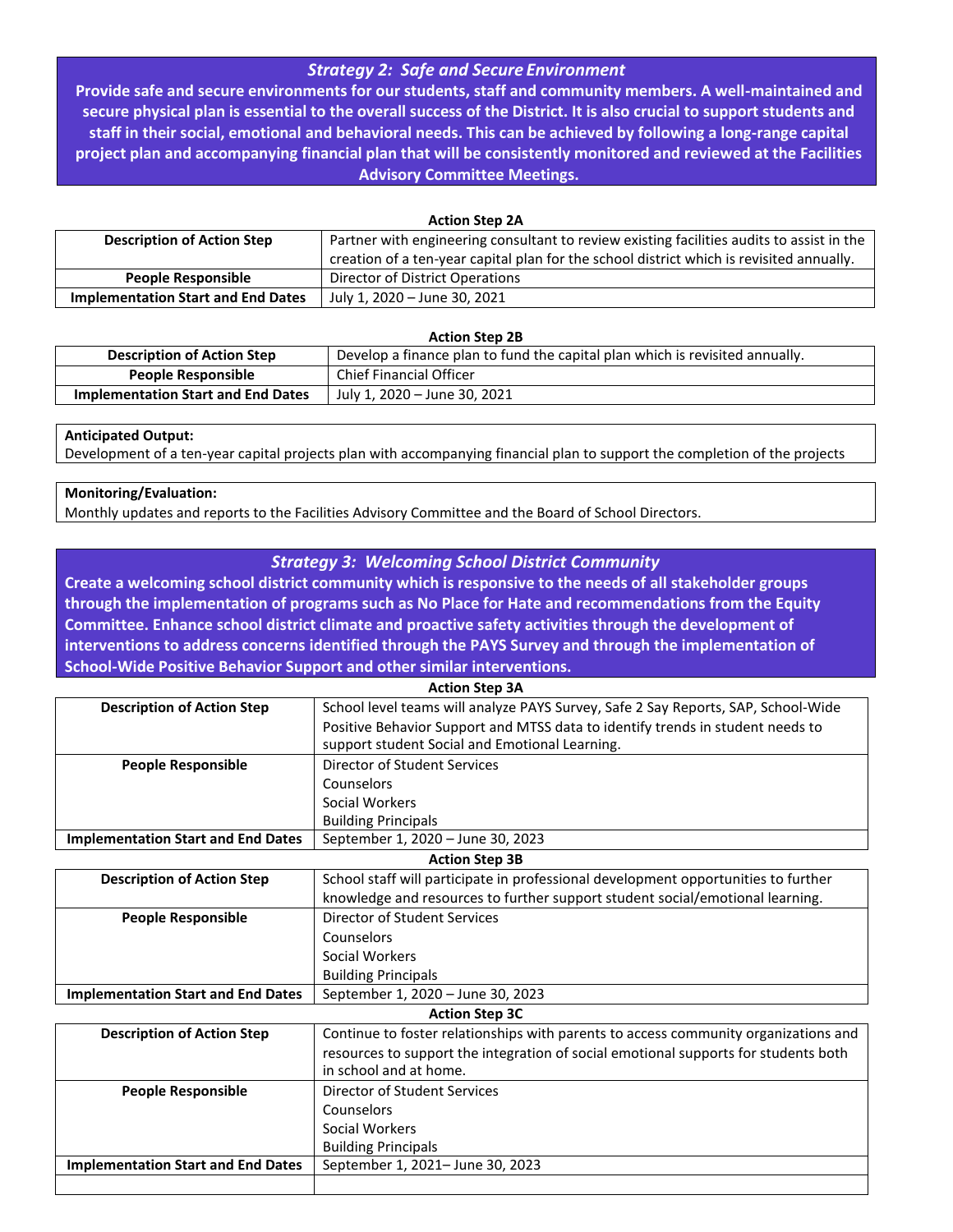### *Strategy 2: Safe and Secure Environment*

**Provide safe and secure environments for our students, staff and community members. A well-maintained and secure physical plan is essential to the overall success of the District. It is also crucial to support students and staff in their social, emotional and behavioral needs. This can be achieved by following a long-range capital project plan and accompanying financial plan that will be consistently monitored and reviewed at the Facilities Advisory Committee Meetings.**

**Action Step 2A**

| **Description of Action Step** | Partner with engineering consultant to review existing facilities audits to assist in the creation of a ten-year capital plan for the school district which is revisited annually. |
|---|---|
| **People Responsible** | Director of District Operations |
| **Implementation Start and End Dates** | July 1, 2020 – June 30, 2021 |

**Action Step 2B**

| **Description of Action Step** | Develop a finance plan to fund the capital plan which is revisited annually. |
|---|---|
| **People Responsible** | Chief Financial Officer |
| **Implementation Start and End Dates** | July 1, 2020 – June 30, 2021 |

**Anticipated Output:**
Development of a ten-year capital projects plan with accompanying financial plan to support the completion of the projects

**Monitoring/Evaluation:**
Monthly updates and reports to the Facilities Advisory Committee and the Board of School Directors.

### *Strategy 3: Welcoming School District Community*

**Create a welcoming school district community which is responsive to the needs of all stakeholder groups through the implementation of programs such as No Place for Hate and recommendations from the Equity Committee. Enhance school district climate and proactive safety activities through the development of interventions to address concerns identified through the PAYS Survey and through the implementation of School-Wide Positive Behavior Support and other similar interventions.**

**Action Step 3A**

| **Description of Action Step** | School level teams will analyze PAYS Survey, Safe 2 Say Reports, SAP, School-Wide Positive Behavior Support and MTSS data to identify trends in student needs to support student Social and Emotional Learning. |
|---|---|
| **People Responsible** | Director of Student Services<br>Counselors<br>Social Workers<br>Building Principals |
| **Implementation Start and End Dates** | September 1, 2020 – June 30, 2023 |

**Action Step 3B**

| **Description of Action Step** | School staff will participate in professional development opportunities to further knowledge and resources to further support student social/emotional learning. |
|---|---|
| **People Responsible** | Director of Student Services<br>Counselors<br>Social Workers<br>Building Principals |
| **Implementation Start and End Dates** | September 1, 2020 – June 30, 2023 |

**Action Step 3C**

| **Description of Action Step** | Continue to foster relationships with parents to access community organizations and resources to support the integration of social emotional supports for students both in school and at home. |
|---|---|
| **People Responsible** | Director of Student Services<br>Counselors<br>Social Workers<br>Building Principals |
| **Implementation Start and End Dates** | September 1, 2021– June 30, 2023 |
| | |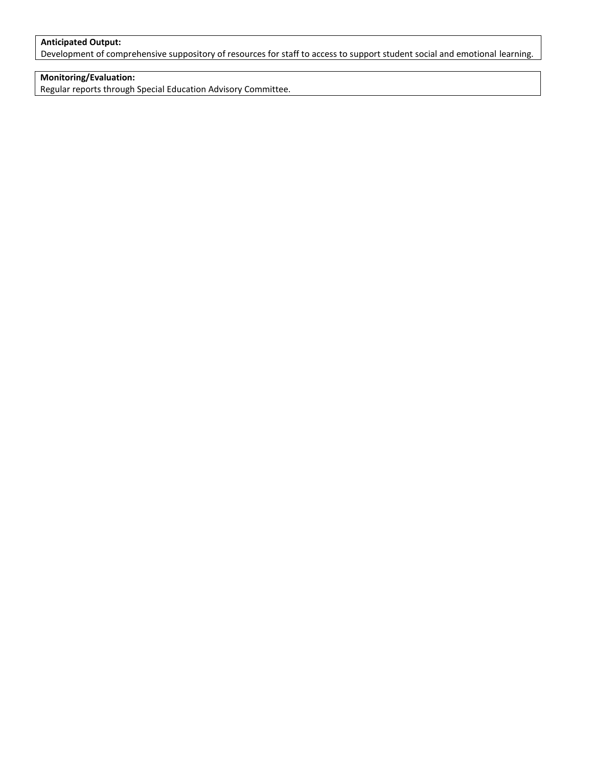**Anticipated Output:**
Development of comprehensive suppository of resources for staff to access to support student social and emotional learning.

**Monitoring/Evaluation:**
Regular reports through Special Education Advisory Committee.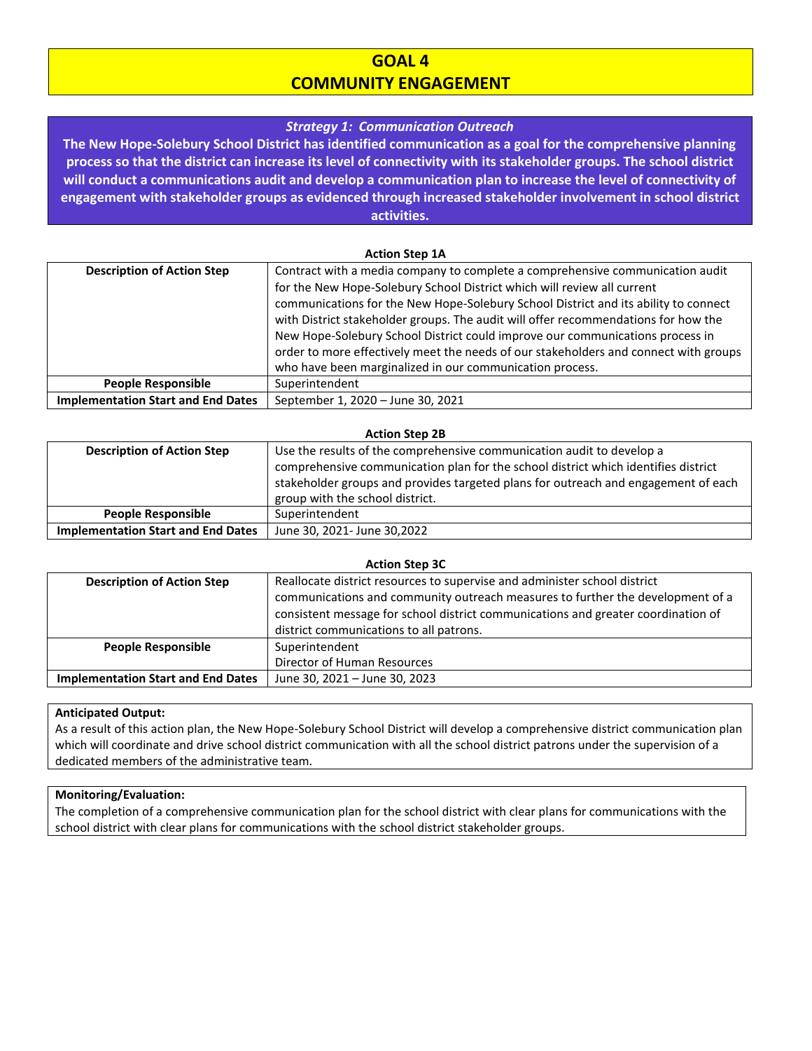# GOAL 4
# COMMUNITY ENGAGEMENT

## *Strategy 1: Communication Outreach*

**The New Hope-Solebury School District has identified communication as a goal for the comprehensive planning process so that the district can increase its level of connectivity with its stakeholder groups. The school district will conduct a communications audit and develop a communication plan to increase the level of connectivity of engagement with stakeholder groups as evidenced through increased stakeholder involvement in school district activities.**

**Action Step 1A**

| **Description of Action Step** | Contract with a media company to complete a comprehensive communication audit for the New Hope-Solebury School District which will review all current communications for the New Hope-Solebury School District and its ability to connect with District stakeholder groups. The audit will offer recommendations for how the New Hope-Solebury School District could improve our communications process in order to more effectively meet the needs of our stakeholders and connect with groups who have been marginalized in our communication process. |
|---|---|
| **People Responsible** | Superintendent |
| **Implementation Start and End Dates** | September 1, 2020 – June 30, 2021 |

**Action Step 2B**

| **Description of Action Step** | Use the results of the comprehensive communication audit to develop a comprehensive communication plan for the school district which identifies district stakeholder groups and provides targeted plans for outreach and engagement of each group with the school district. |
|---|---|
| **People Responsible** | Superintendent |
| **Implementation Start and End Dates** | June 30, 2021- June 30,2022 |

**Action Step 3C**

| **Description of Action Step** | Reallocate district resources to supervise and administer school district communications and community outreach measures to further the development of a consistent message for school district communications and greater coordination of district communications to all patrons. |
|---|---|
| **People Responsible** | Superintendent<br>Director of Human Resources |
| **Implementation Start and End Dates** | June 30, 2021 – June 30, 2023 |

**Anticipated Output:**
As a result of this action plan, the New Hope-Solebury School District will develop a comprehensive district communication plan which will coordinate and drive school district communication with all the school district patrons under the supervision of a dedicated members of the administrative team.

**Monitoring/Evaluation:**
The completion of a comprehensive communication plan for the school district with clear plans for communications with the school district with clear plans for communications with the school district stakeholder groups.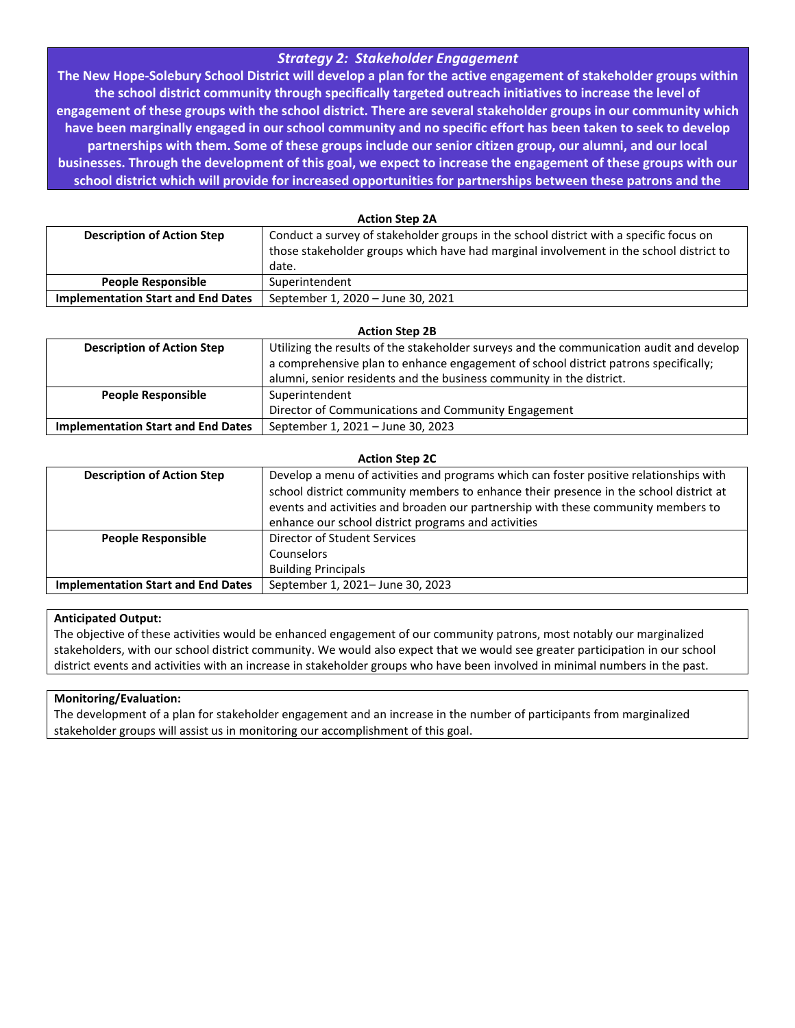## *Strategy 2: Stakeholder Engagement*

**The New Hope-Solebury School District will develop a plan for the active engagement of stakeholder groups within the school district community through specifically targeted outreach initiatives to increase the level of engagement of these groups with the school district. There are several stakeholder groups in our community which have been marginally engaged in our school community and no specific effort has been taken to seek to develop partnerships with them. Some of these groups include our senior citizen group, our alumni, and our local businesses. Through the development of this goal, we expect to increase the engagement of these groups with our school district which will provide for increased opportunities for partnerships between these patrons and the**

**Action Step 2A**

| | |
|---|---|
| **Description of Action Step** | Conduct a survey of stakeholder groups in the school district with a specific focus on those stakeholder groups which have had marginal involvement in the school district to date. |
| **People Responsible** | Superintendent |
| **Implementation Start and End Dates** | September 1, 2020 – June 30, 2021 |

**Action Step 2B**

| | |
|---|---|
| **Description of Action Step** | Utilizing the results of the stakeholder surveys and the communication audit and develop a comprehensive plan to enhance engagement of school district patrons specifically; alumni, senior residents and the business community in the district. |
| **People Responsible** | Superintendent<br>Director of Communications and Community Engagement |
| **Implementation Start and End Dates** | September 1, 2021 – June 30, 2023 |

**Action Step 2C**

| | |
|---|---|
| **Description of Action Step** | Develop a menu of activities and programs which can foster positive relationships with school district community members to enhance their presence in the school district at events and activities and broaden our partnership with these community members to enhance our school district programs and activities |
| **People Responsible** | Director of Student Services<br>Counselors<br>Building Principals |
| **Implementation Start and End Dates** | September 1, 2021– June 30, 2023 |

**Anticipated Output:**
The objective of these activities would be enhanced engagement of our community patrons, most notably our marginalized stakeholders, with our school district community. We would also expect that we would see greater participation in our school district events and activities with an increase in stakeholder groups who have been involved in minimal numbers in the past.

**Monitoring/Evaluation:**
The development of a plan for stakeholder engagement and an increase in the number of participants from marginalized stakeholder groups will assist us in monitoring our accomplishment of this goal.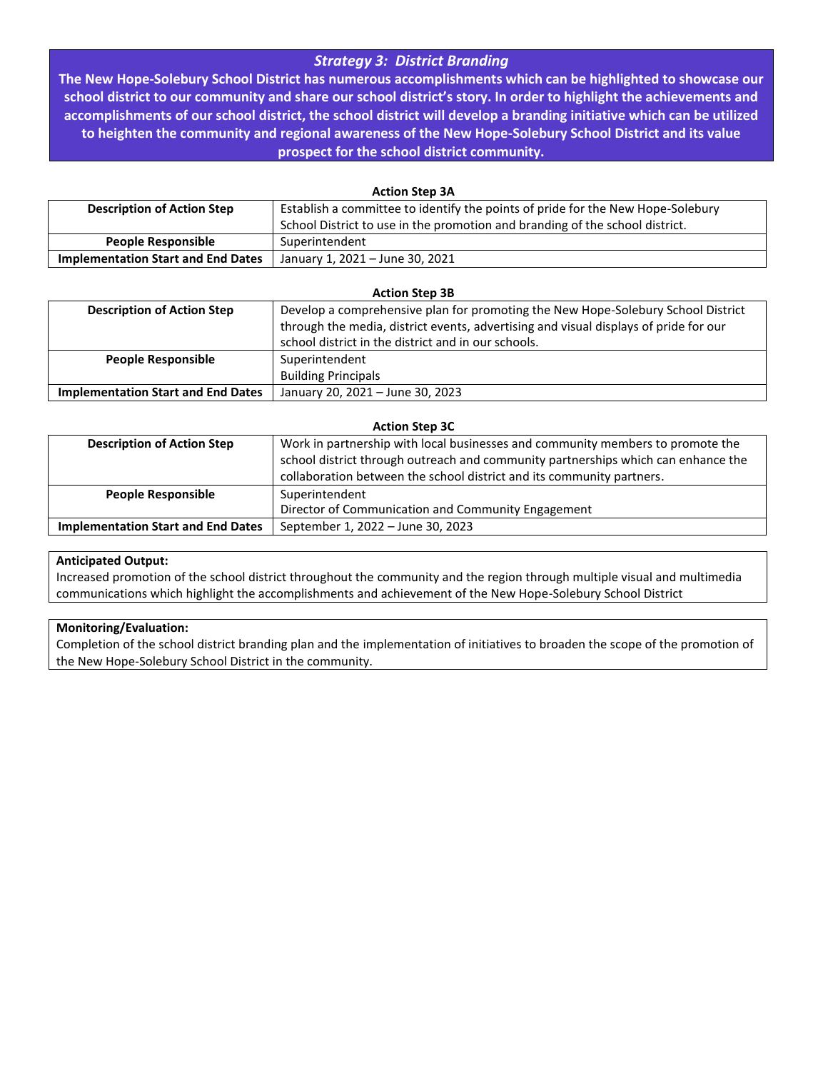## *Strategy 3: District Branding*

**The New Hope-Solebury School District has numerous accomplishments which can be highlighted to showcase our school district to our community and share our school district's story. In order to highlight the achievements and accomplishments of our school district, the school district will develop a branding initiative which can be utilized to heighten the community and regional awareness of the New Hope-Solebury School District and its value prospect for the school district community.**

**Action Step 3A**

| | |
|---|---|
| **Description of Action Step** | Establish a committee to identify the points of pride for the New Hope-Solebury School District to use in the promotion and branding of the school district. |
| **People Responsible** | Superintendent |
| **Implementation Start and End Dates** | January 1, 2021 – June 30, 2021 |

**Action Step 3B**

| | |
|---|---|
| **Description of Action Step** | Develop a comprehensive plan for promoting the New Hope-Solebury School District through the media, district events, advertising and visual displays of pride for our school district in the district and in our schools. |
| **People Responsible** | Superintendent<br>Building Principals |
| **Implementation Start and End Dates** | January 20, 2021 – June 30, 2023 |

**Action Step 3C**

| | |
|---|---|
| **Description of Action Step** | Work in partnership with local businesses and community members to promote the school district through outreach and community partnerships which can enhance the collaboration between the school district and its community partners. |
| **People Responsible** | Superintendent<br>Director of Communication and Community Engagement |
| **Implementation Start and End Dates** | September 1, 2022 – June 30, 2023 |

**Anticipated Output:**
Increased promotion of the school district throughout the community and the region through multiple visual and multimedia communications which highlight the accomplishments and achievement of the New Hope-Solebury School District

**Monitoring/Evaluation:**
Completion of the school district branding plan and the implementation of initiatives to broaden the scope of the promotion of the New Hope-Solebury School District in the community.